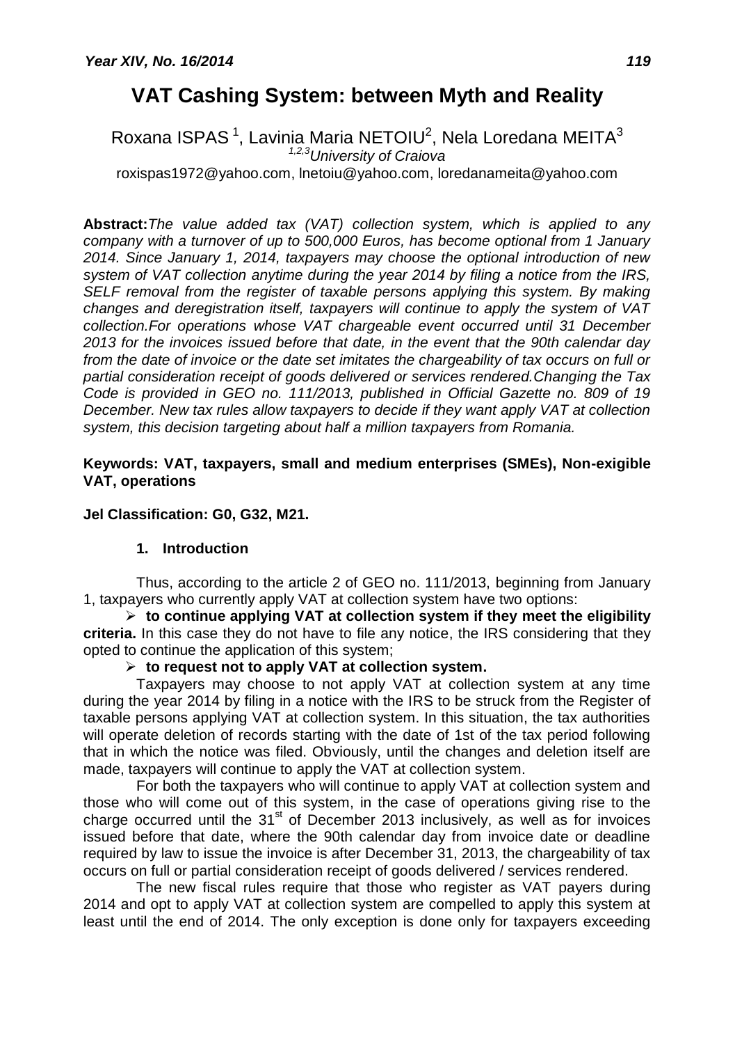# VAT Cashing System: between Myth and Reality

Roxana ISPAS [1], Lavinia Maria NETOIU[2], Nela Loredana MEITA[3]

[1,2,3]*University of Craiova*

roxispas1972@yahoo.com, lnetoiu@yahoo.com, loredanameita@yahoo.com

**Abstract:** *The value added tax (VAT) collection system, which is applied to any company with a turnover of up to 500,000 Euros, has become optional from 1 January 2014. Since January 1, 2014, taxpayers may choose the optional introduction of new system of VAT collection anytime during the year 2014 by filing a notice from the IRS, SELF removal from the register of taxable persons applying this system. By making changes and deregistration itself, taxpayers will continue to apply the system of VAT collection.For operations whose VAT chargeable event occurred until 31 December 2013 for the invoices issued before that date, in the event that the 90th calendar day from the date of invoice or the date set imitates the chargeability of tax occurs on full or partial consideration receipt of goods delivered or services rendered.Changing the Tax Code is provided in GEO no. 111/2013, published in Official Gazette no. 809 of 19 December. New tax rules allow taxpayers to decide if they want apply VAT at collection system, this decision targeting about half a million taxpayers from Romania.*

**Keywords: VAT, taxpayers, small and medium enterprises (SMEs), Non-exigible VAT, operations**

**Jel Classification: G0, G32, M21.**

## 1. Introduction

Thus, according to the article 2 of GEO no. 111/2013, beginning from January 1, taxpayers who currently apply VAT at collection system have two options:

- **to continue applying VAT at collection system if they meet the eligibility criteria.** In this case they do not have to file any notice, the IRS considering that they opted to continue the application of this system;
- **to request not to apply VAT at collection system.**

Taxpayers may choose to not apply VAT at collection system at any time during the year 2014 by filing in a notice with the IRS to be struck from the Register of taxable persons applying VAT at collection system. In this situation, the tax authorities will operate deletion of records starting with the date of 1st of the tax period following that in which the notice was filed. Obviously, until the changes and deletion itself are made, taxpayers will continue to apply the VAT at collection system.

For both the taxpayers who will continue to apply VAT at collection system and those who will come out of this system, in the case of operations giving rise to the charge occurred until the 31st of December 2013 inclusively, as well as for invoices issued before that date, where the 90th calendar day from invoice date or deadline required by law to issue the invoice is after December 31, 2013, the chargeability of tax occurs on full or partial consideration receipt of goods delivered / services rendered.

The new fiscal rules require that those who register as VAT payers during 2014 and opt to apply VAT at collection system are compelled to apply this system at least until the end of 2014. The only exception is done only for taxpayers exceeding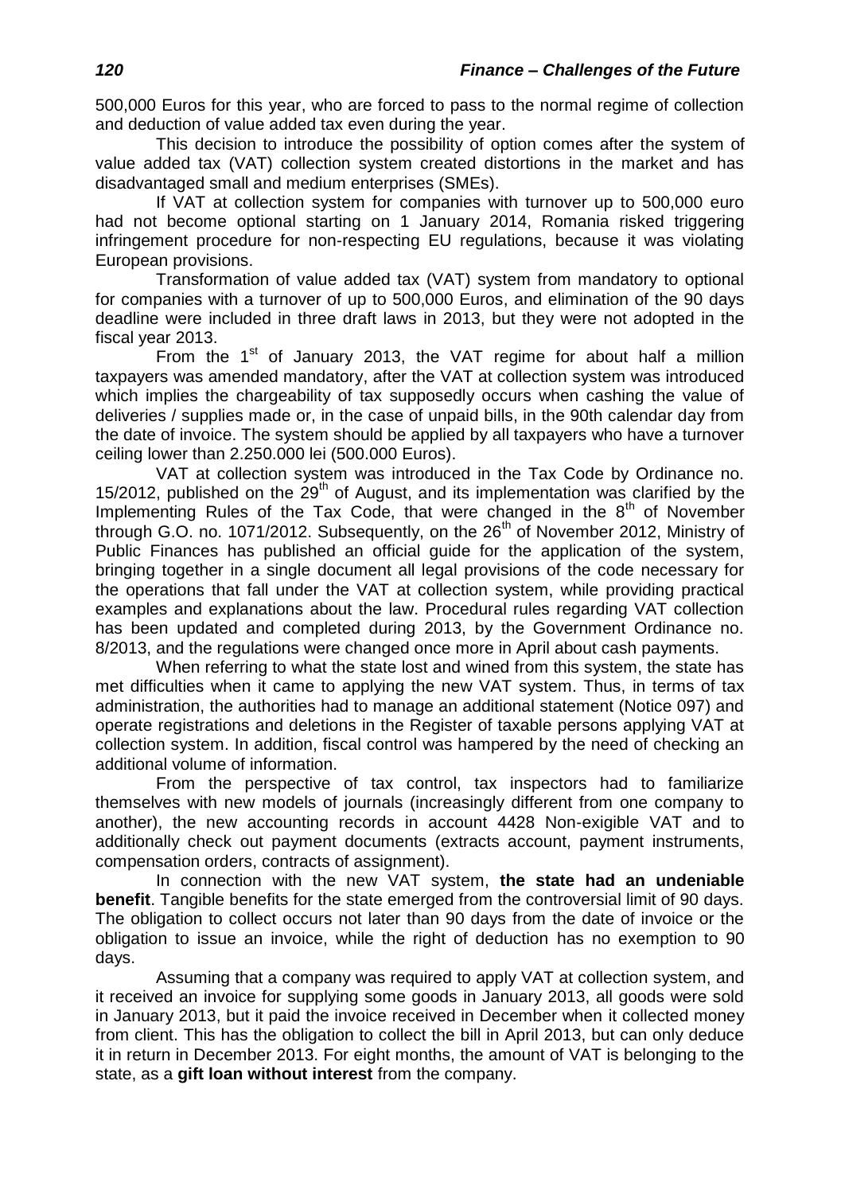500,000 Euros for this year, who are forced to pass to the normal regime of collection and deduction of value added tax even during the year.

This decision to introduce the possibility of option comes after the system of value added tax (VAT) collection system created distortions in the market and has disadvantaged small and medium enterprises (SMEs).

If VAT at collection system for companies with turnover up to 500,000 euro had not become optional starting on 1 January 2014, Romania risked triggering infringement procedure for non-respecting EU regulations, because it was violating European provisions.

Transformation of value added tax (VAT) system from mandatory to optional for companies with a turnover of up to 500,000 Euros, and elimination of the 90 days deadline were included in three draft laws in 2013, but they were not adopted in the fiscal year 2013.

From the 1st of January 2013, the VAT regime for about half a million taxpayers was amended mandatory, after the VAT at collection system was introduced which implies the chargeability of tax supposedly occurs when cashing the value of deliveries / supplies made or, in the case of unpaid bills, in the 90th calendar day from the date of invoice. The system should be applied by all taxpayers who have a turnover ceiling lower than 2.250.000 lei (500.000 Euros).

VAT at collection system was introduced in the Tax Code by Ordinance no. 15/2012, published on the 29th of August, and its implementation was clarified by the Implementing Rules of the Tax Code, that were changed in the 8th of November through G.O. no. 1071/2012. Subsequently, on the 26th of November 2012, Ministry of Public Finances has published an official guide for the application of the system, bringing together in a single document all legal provisions of the code necessary for the operations that fall under the VAT at collection system, while providing practical examples and explanations about the law. Procedural rules regarding VAT collection has been updated and completed during 2013, by the Government Ordinance no. 8/2013, and the regulations were changed once more in April about cash payments.

When referring to what the state lost and wined from this system, the state has met difficulties when it came to applying the new VAT system. Thus, in terms of tax administration, the authorities had to manage an additional statement (Notice 097) and operate registrations and deletions in the Register of taxable persons applying VAT at collection system. In addition, fiscal control was hampered by the need of checking an additional volume of information.

From the perspective of tax control, tax inspectors had to familiarize themselves with new models of journals (increasingly different from one company to another), the new accounting records in account 4428 Non-exigible VAT and to additionally check out payment documents (extracts account, payment instruments, compensation orders, contracts of assignment).

In connection with the new VAT system, **the state had an undeniable benefit**. Tangible benefits for the state emerged from the controversial limit of 90 days. The obligation to collect occurs not later than 90 days from the date of invoice or the obligation to issue an invoice, while the right of deduction has no exemption to 90 days.

Assuming that a company was required to apply VAT at collection system, and it received an invoice for supplying some goods in January 2013, all goods were sold in January 2013, but it paid the invoice received in December when it collected money from client. This has the obligation to collect the bill in April 2013, but can only deduce it in return in December 2013. For eight months, the amount of VAT is belonging to the state, as a **gift loan without interest** from the company.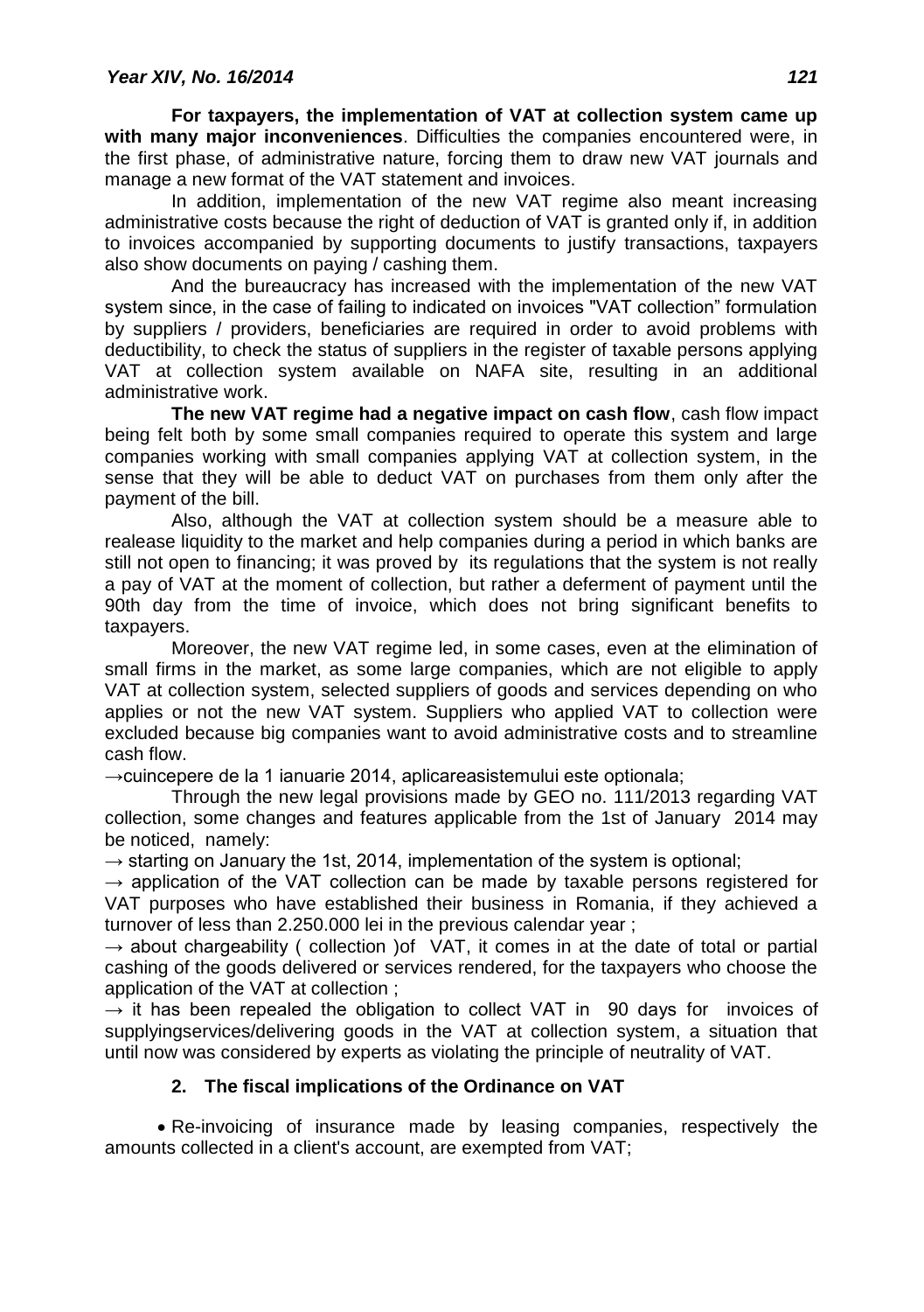**For taxpayers, the implementation of VAT at collection system came up with many major inconveniences**. Difficulties the companies encountered were, in the first phase, of administrative nature, forcing them to draw new VAT journals and manage a new format of the VAT statement and invoices.

In addition, implementation of the new VAT regime also meant increasing administrative costs because the right of deduction of VAT is granted only if, in addition to invoices accompanied by supporting documents to justify transactions, taxpayers also show documents on paying / cashing them.

And the bureaucracy has increased with the implementation of the new VAT system since, in the case of failing to indicated on invoices "VAT collection" formulation by suppliers / providers, beneficiaries are required in order to avoid problems with deductibility, to check the status of suppliers in the register of taxable persons applying VAT at collection system available on NAFA site, resulting in an additional administrative work.

**The new VAT regime had a negative impact on cash flow**, cash flow impact being felt both by some small companies required to operate this system and large companies working with small companies applying VAT at collection system, in the sense that they will be able to deduct VAT on purchases from them only after the payment of the bill.

Also, although the VAT at collection system should be a measure able to realease liquidity to the market and help companies during a period in which banks are still not open to financing; it was proved by its regulations that the system is not really a pay of VAT at the moment of collection, but rather a deferment of payment until the 90th day from the time of invoice, which does not bring significant benefits to taxpayers.

Moreover, the new VAT regime led, in some cases, even at the elimination of small firms in the market, as some large companies, which are not eligible to apply VAT at collection system, selected suppliers of goods and services depending on who applies or not the new VAT system. Suppliers who applied VAT to collection were excluded because big companies want to avoid administrative costs and to streamline cash flow.

→cuincepere de la 1 ianuarie 2014, aplicareasistemului este optionala;

Through the new legal provisions made by GEO no. 111/2013 regarding VAT collection, some changes and features applicable from the 1st of January 2014 may be noticed, namely:

→ starting on January the 1st, 2014, implementation of the system is optional;

→ application of the VAT collection can be made by taxable persons registered for VAT purposes who have established their business in Romania, if they achieved a turnover of less than 2.250.000 lei in the previous calendar year ;

→ about chargeability ( collection )of VAT, it comes in at the date of total or partial cashing of the goods delivered or services rendered, for the taxpayers who choose the application of the VAT at collection ;

→ it has been repealed the obligation to collect VAT in 90 days for invoices of supplyingservices/delivering goods in the VAT at collection system, a situation that until now was considered by experts as violating the principle of neutrality of VAT.

## 2. The fiscal implications of the Ordinance on VAT

- Re-invoicing of insurance made by leasing companies, respectively the amounts collected in a client's account, are exempted from VAT;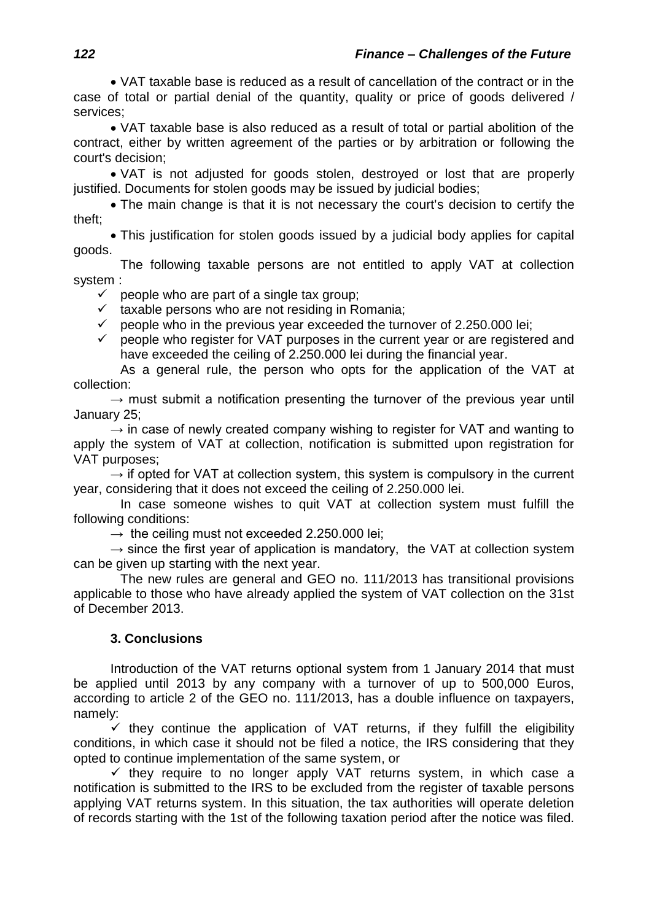- VAT taxable base is reduced as a result of cancellation of the contract or in the case of total or partial denial of the quantity, quality or price of goods delivered / services;
- VAT taxable base is also reduced as a result of total or partial abolition of the contract, either by written agreement of the parties or by arbitration or following the court's decision;
- VAT is not adjusted for goods stolen, destroyed or lost that are properly justified. Documents for stolen goods may be issued by judicial bodies;
- The main change is that it is not necessary the court's decision to certify the theft;
- This justification for stolen goods issued by a judicial body applies for capital goods.

The following taxable persons are not entitled to apply VAT at collection system :

- ✓ people who are part of a single tax group;
- ✓ taxable persons who are not residing in Romania;
- ✓ people who in the previous year exceeded the turnover of 2.250.000 lei;
- ✓ people who register for VAT purposes in the current year or are registered and have exceeded the ceiling of 2.250.000 lei during the financial year.

As a general rule, the person who opts for the application of the VAT at collection:

→ must submit a notification presenting the turnover of the previous year until January 25;

→ in case of newly created company wishing to register for VAT and wanting to apply the system of VAT at collection, notification is submitted upon registration for VAT purposes;

→ if opted for VAT at collection system, this system is compulsory in the current year, considering that it does not exceed the ceiling of 2.250.000 lei.

In case someone wishes to quit VAT at collection system must fulfill the following conditions:

→ the ceiling must not exceeded 2.250.000 lei;

→ since the first year of application is mandatory, the VAT at collection system can be given up starting with the next year.

The new rules are general and GEO no. 111/2013 has transitional provisions applicable to those who have already applied the system of VAT collection on the 31st of December 2013.

### 3. Conclusions

Introduction of the VAT returns optional system from 1 January 2014 that must be applied until 2013 by any company with a turnover of up to 500,000 Euros, according to article 2 of the GEO no. 111/2013, has a double influence on taxpayers, namely:

✓ they continue the application of VAT returns, if they fulfill the eligibility conditions, in which case it should not be filed a notice, the IRS considering that they opted to continue implementation of the same system, or

✓ they require to no longer apply VAT returns system, in which case a notification is submitted to the IRS to be excluded from the register of taxable persons applying VAT returns system. In this situation, the tax authorities will operate deletion of records starting with the 1st of the following taxation period after the notice was filed.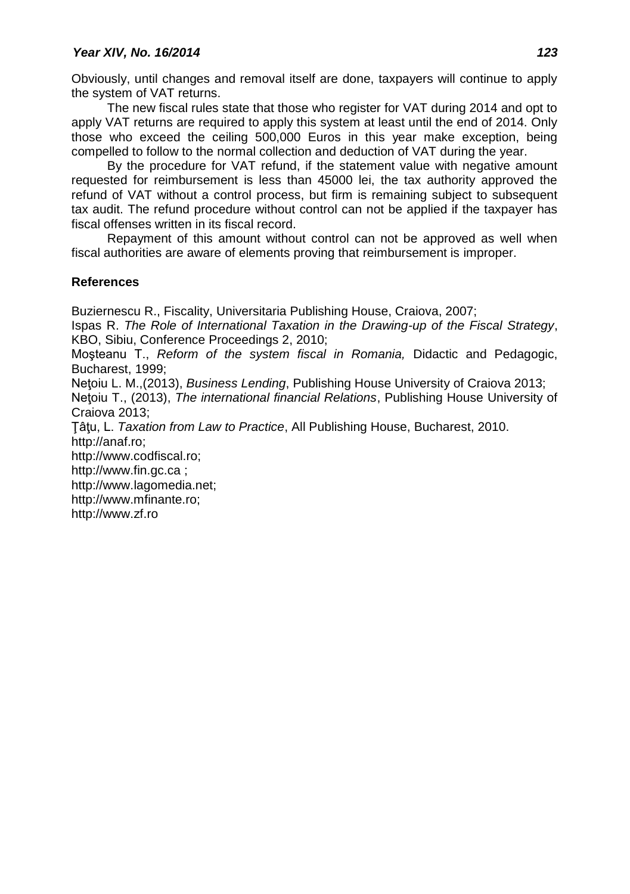Obviously, until changes and removal itself are done, taxpayers will continue to apply the system of VAT returns.

The new fiscal rules state that those who register for VAT during 2014 and opt to apply VAT returns are required to apply this system at least until the end of 2014. Only those who exceed the ceiling 500,000 Euros in this year make exception, being compelled to follow to the normal collection and deduction of VAT during the year.

By the procedure for VAT refund, if the statement value with negative amount requested for reimbursement is less than 45000 lei, the tax authority approved the refund of VAT without a control process, but firm is remaining subject to subsequent tax audit. The refund procedure without control can not be applied if the taxpayer has fiscal offenses written in its fiscal record.

Repayment of this amount without control can not be approved as well when fiscal authorities are aware of elements proving that reimbursement is improper.

## References

Buziernescu R., Fiscality, Universitaria Publishing House, Craiova, 2007;

Ispas R. *The Role of International Taxation in the Drawing-up of the Fiscal Strategy*, KBO, Sibiu, Conference Proceedings 2, 2010;

Moşteanu T., *Reform of the system fiscal in Romania,* Didactic and Pedagogic, Bucharest, 1999;

Neţoiu L. M.,(2013), *Business Lending*, Publishing House University of Craiova 2013;

Neţoiu T., (2013), *The international financial Relations*, Publishing House University of Craiova 2013;

Ţâţu, L. *Taxation from Law to Practice*, All Publishing House, Bucharest, 2010.

http://anaf.ro;

http://www.codfiscal.ro;

http://www.fin.gc.ca ;

http://www.lagomedia.net;

http://www.mfinante.ro;

http://www.zf.ro